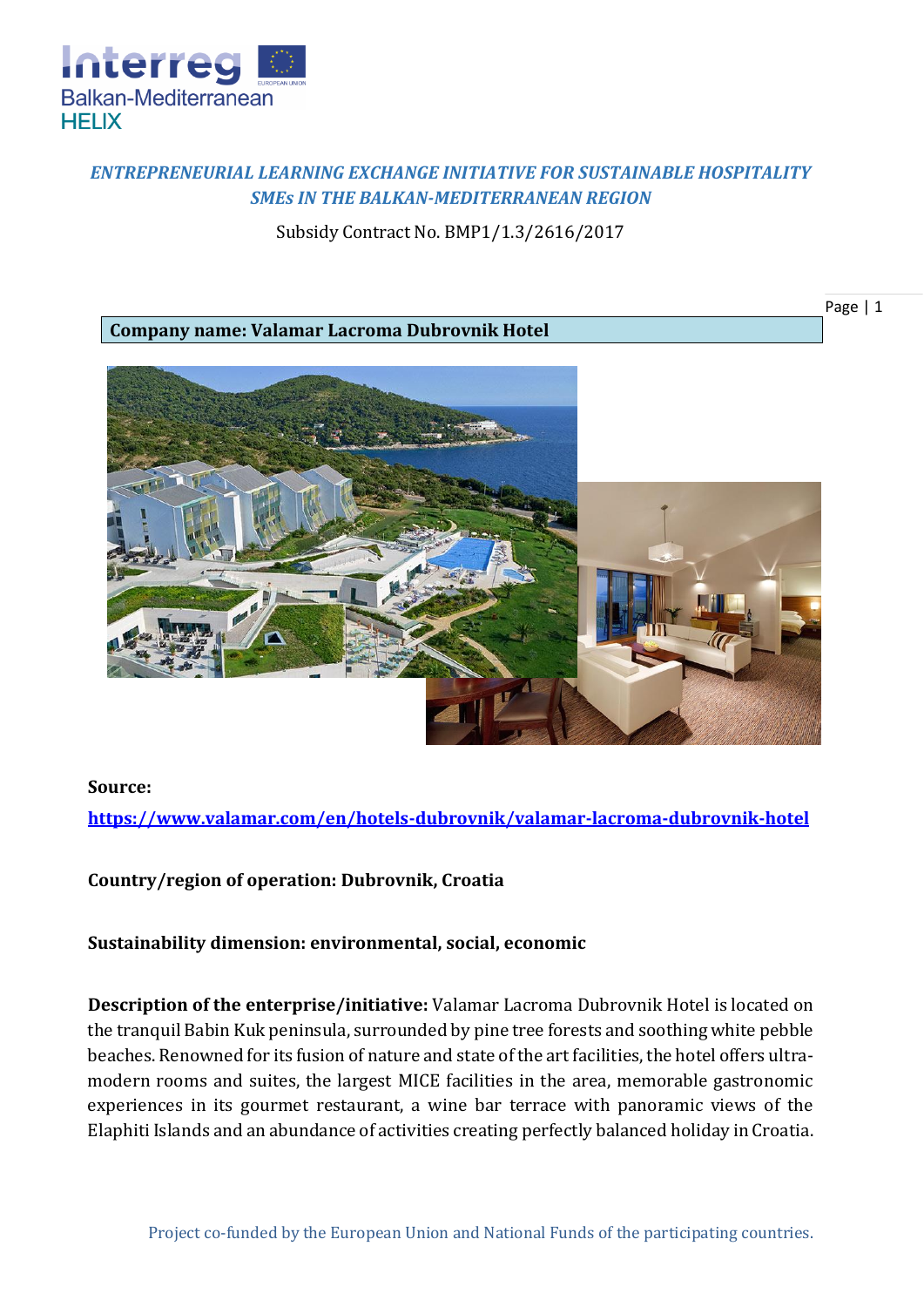*ENTREPRENEURIAL LEARNING EXCHANGE INITIATIVE FOR SUSTAINABLE HOSPITALITY SMEs IN THE BALKAN-MEDITERRANEAN REGION*

Subsidy Contract No. BMP1/1.3/2616/2017

**Company name: Valamar Lacroma Dubrovnik Hotel**

**Source:**

**https://www.valamar.com/en/hotels-dubrovnik/valamar-lacroma-dubrovnik-hotel**

**Country/region of operation: Dubrovnik, Croatia**

**Sustainability dimension: environmental, social, economic**

**Description of the enterprise/initiative:** Valamar Lacroma Dubrovnik Hotel is located on the tranquil Babin Kuk peninsula, surrounded by pine tree forests and soothing white pebble beaches. Renowned for its fusion of nature and state of the art facilities, the hotel offers ultra-modern rooms and suites, the largest MICE facilities in the area, memorable gastronomic experiences in its gourmet restaurant, a wine bar terrace with panoramic views of the Elaphiti Islands and an abundance of activities creating perfectly balanced holiday in Croatia.

Project co-funded by the European Union and National Funds of the participating countries.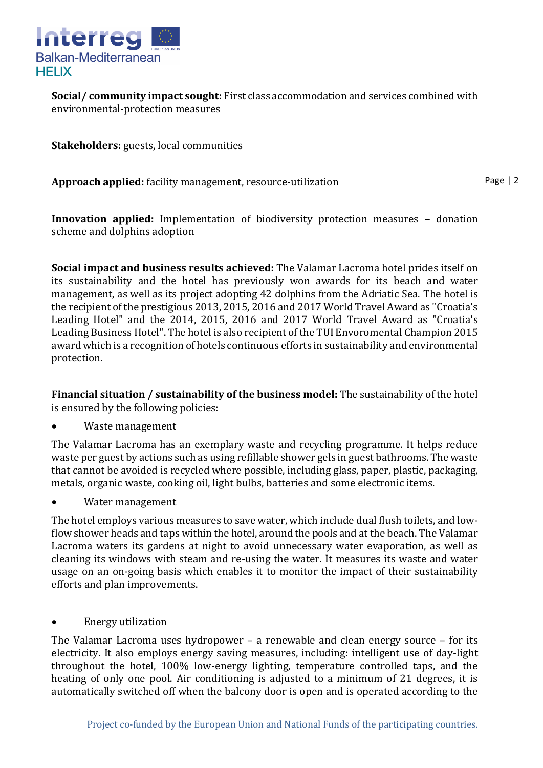**Social/ community impact sought:** First class accommodation and services combined with environmental-protection measures

**Stakeholders:** guests, local communities

**Approach applied:** facility management, resource-utilization

**Innovation applied:** Implementation of biodiversity protection measures – donation scheme and dolphins adoption

**Social impact and business results achieved:** The Valamar Lacroma hotel prides itself on its sustainability and the hotel has previously won awards for its beach and water management, as well as its project adopting 42 dolphins from the Adriatic Sea. The hotel is the recipient of the prestigious 2013, 2015, 2016 and 2017 World Travel Award as "Croatia's Leading Hotel" and the 2014, 2015, 2016 and 2017 World Travel Award as "Croatia's Leading Business Hotel". The hotel is also recipient of the TUI Envoromental Champion 2015 award which is a recognition of hotels continuous efforts in sustainability and environmental protection.

**Financial situation / sustainability of the business model:** The sustainability of the hotel is ensured by the following policies:

- Waste management

The Valamar Lacroma has an exemplary waste and recycling programme. It helps reduce waste per guest by actions such as using refillable shower gels in guest bathrooms. The waste that cannot be avoided is recycled where possible, including glass, paper, plastic, packaging, metals, organic waste, cooking oil, light bulbs, batteries and some electronic items.

- Water management

The hotel employs various measures to save water, which include dual flush toilets, and low-flow shower heads and taps within the hotel, around the pools and at the beach. The Valamar Lacroma waters its gardens at night to avoid unnecessary water evaporation, as well as cleaning its windows with steam and re-using the water. It measures its waste and water usage on an on-going basis which enables it to monitor the impact of their sustainability efforts and plan improvements.

- Energy utilization

The Valamar Lacroma uses hydropower – a renewable and clean energy source – for its electricity. It also employs energy saving measures, including: intelligent use of day-light throughout the hotel, 100% low-energy lighting, temperature controlled taps, and the heating of only one pool. Air conditioning is adjusted to a minimum of 21 degrees, it is automatically switched off when the balcony door is open and is operated according to the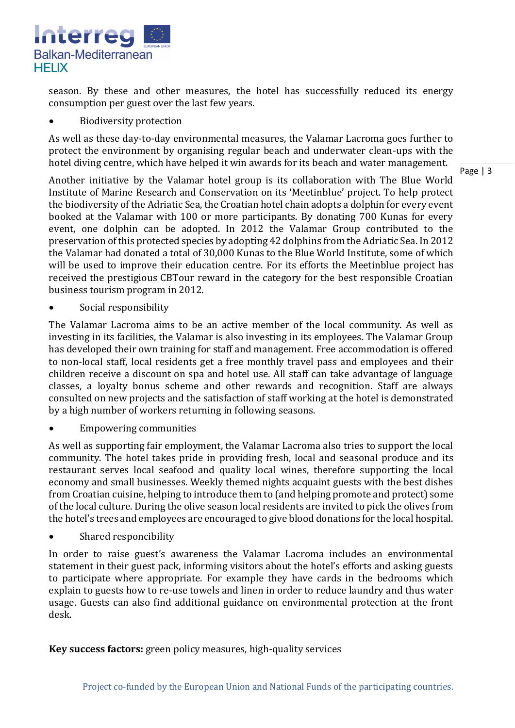season. By these and other measures, the hotel has successfully reduced its energy consumption per guest over the last few years.

- Biodiversity protection

As well as these day-to-day environmental measures, the Valamar Lacroma goes further to protect the environment by organising regular beach and underwater clean-ups with the hotel diving centre, which have helped it win awards for its beach and water management.

Another initiative by the Valamar hotel group is its collaboration with The Blue World Institute of Marine Research and Conservation on its 'Meetinblue' project. To help protect the biodiversity of the Adriatic Sea, the Croatian hotel chain adopts a dolphin for every event booked at the Valamar with 100 or more participants. By donating 700 Kunas for every event, one dolphin can be adopted. In 2012 the Valamar Group contributed to the preservation of this protected species by adopting 42 dolphins from the Adriatic Sea. In 2012 the Valamar had donated a total of 30,000 Kunas to the Blue World Institute, some of which will be used to improve their education centre. For its efforts the Meetinblue project has received the prestigious CBTour reward in the category for the best responsible Croatian business tourism program in 2012.

- Social responsibility

The Valamar Lacroma aims to be an active member of the local community. As well as investing in its facilities, the Valamar is also investing in its employees. The Valamar Group has developed their own training for staff and management. Free accommodation is offered to non-local staff, local residents get a free monthly travel pass and employees and their children receive a discount on spa and hotel use. All staff can take advantage of language classes, a loyalty bonus scheme and other rewards and recognition. Staff are always consulted on new projects and the satisfaction of staff working at the hotel is demonstrated by a high number of workers returning in following seasons.

- Empowering communities

As well as supporting fair employment, the Valamar Lacroma also tries to support the local community. The hotel takes pride in providing fresh, local and seasonal produce and its restaurant serves local seafood and quality local wines, therefore supporting the local economy and small businesses. Weekly themed nights acquaint guests with the best dishes from Croatian cuisine, helping to introduce them to (and helping promote and protect) some of the local culture. During the olive season local residents are invited to pick the olives from the hotel's trees and employees are encouraged to give blood donations for the local hospital.

- Shared responcibility

In order to raise guest's awareness the Valamar Lacroma includes an environmental statement in their guest pack, informing visitors about the hotel's efforts and asking guests to participate where appropriate. For example they have cards in the bedrooms which explain to guests how to re-use towels and linen in order to reduce laundry and thus water usage. Guests can also find additional guidance on environmental protection at the front desk.

**Key success factors:** green policy measures, high-quality services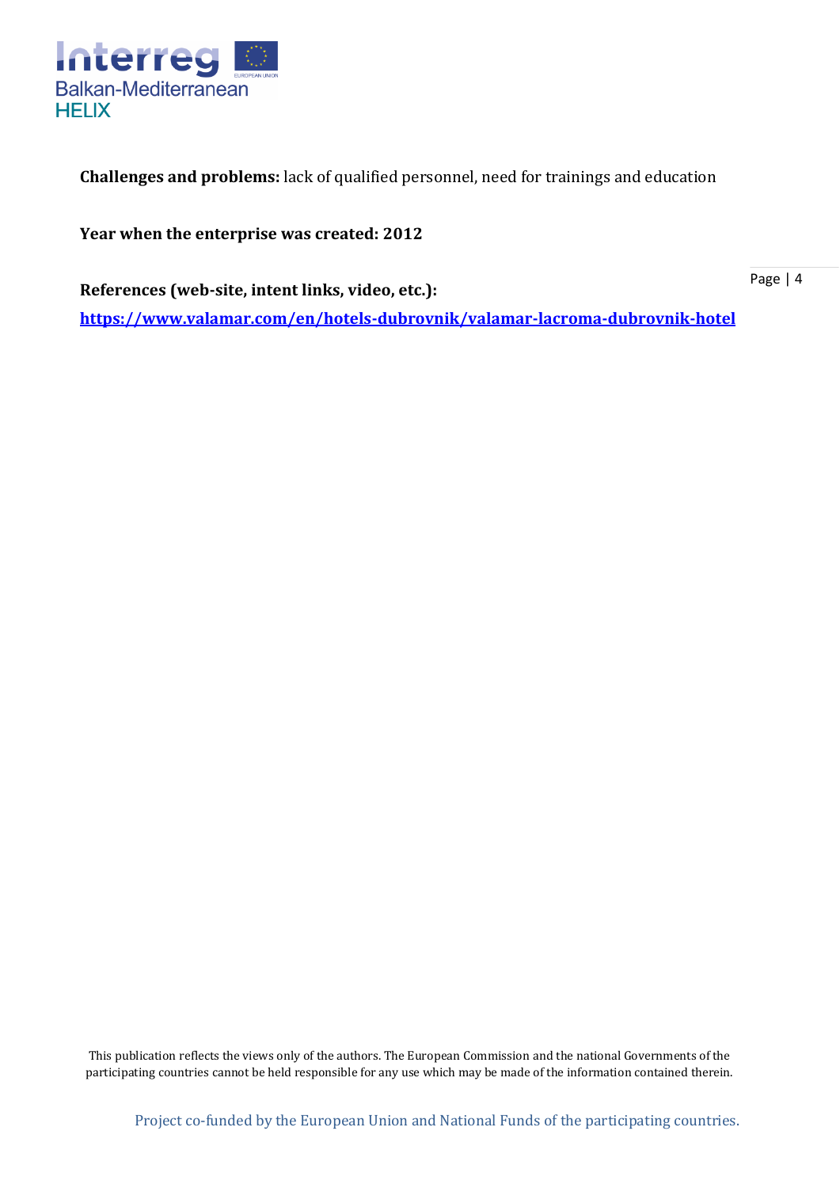**Challenges and problems:** lack of qualified personnel, need for trainings and education

**Year when the enterprise was created: 2012**

**References (web-site, intent links, video, etc.):**
**https://www.valamar.com/en/hotels-dubrovnik/valamar-lacroma-dubrovnik-hotel**

This publication reflects the views only of the authors. The European Commission and the national Governments of the participating countries cannot be held responsible for any use which may be made of the information contained therein.

Project co-funded by the European Union and National Funds of the participating countries.